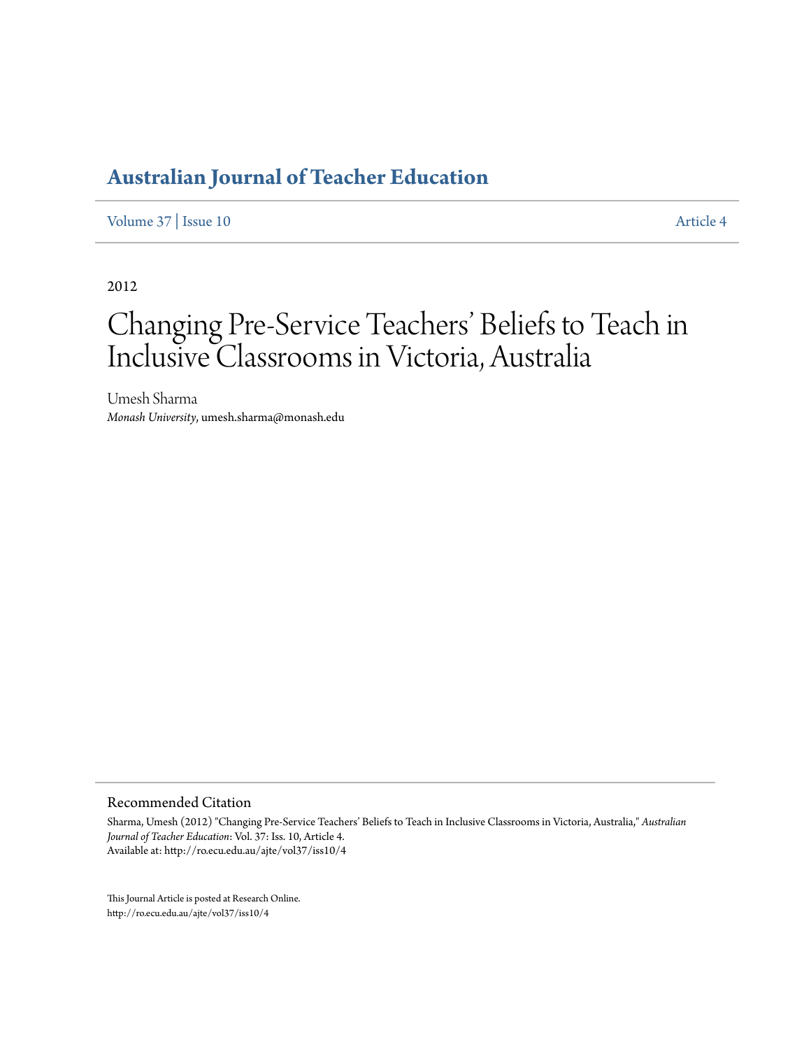# Australian Journal of Teacher Education

Volume 37 | Issue 10 Article 4

2012

# Changing Pre-Service Teachers' Beliefs to Teach in Inclusive Classrooms in Victoria, Australia

Umesh Sharma
*Monash University*, umesh.sharma@monash.edu

## Recommended Citation

Sharma, Umesh (2012) "Changing Pre-Service Teachers' Beliefs to Teach in Inclusive Classrooms in Victoria, Australia," *Australian Journal of Teacher Education*: Vol. 37: Iss. 10, Article 4.
Available at: http://ro.ecu.edu.au/ajte/vol37/iss10/4

This Journal Article is posted at Research Online.
http://ro.ecu.edu.au/ajte/vol37/iss10/4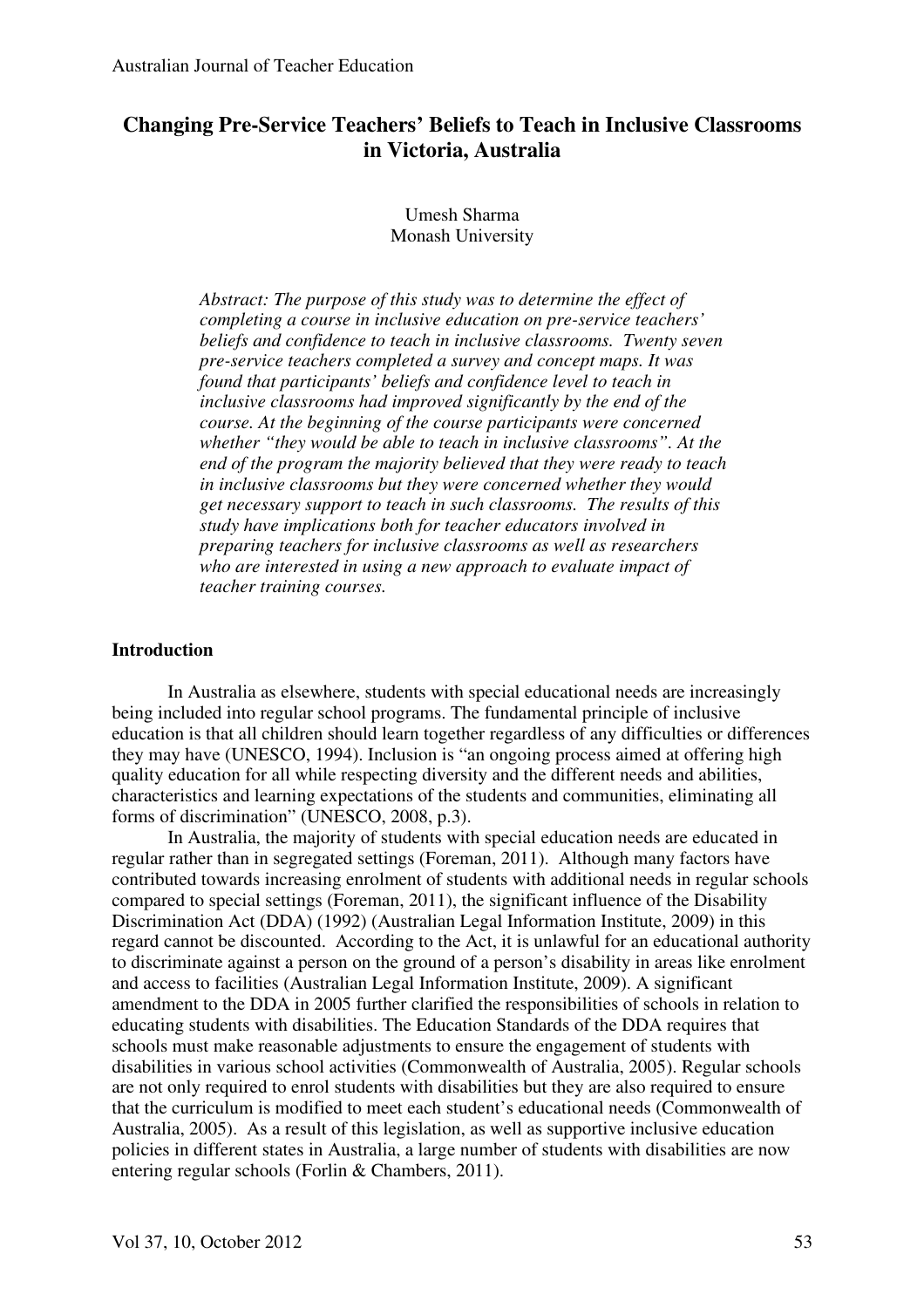# Changing Pre-Service Teachers' Beliefs to Teach in Inclusive Classrooms in Victoria, Australia

Umesh Sharma
Monash University

*Abstract: The purpose of this study was to determine the effect of completing a course in inclusive education on pre-service teachers' beliefs and confidence to teach in inclusive classrooms. Twenty seven pre-service teachers completed a survey and concept maps. It was found that participants' beliefs and confidence level to teach in inclusive classrooms had improved significantly by the end of the course. At the beginning of the course participants were concerned whether "they would be able to teach in inclusive classrooms". At the end of the program the majority believed that they were ready to teach in inclusive classrooms but they were concerned whether they would get necessary support to teach in such classrooms. The results of this study have implications both for teacher educators involved in preparing teachers for inclusive classrooms as well as researchers who are interested in using a new approach to evaluate impact of teacher training courses.*

## Introduction

In Australia as elsewhere, students with special educational needs are increasingly being included into regular school programs. The fundamental principle of inclusive education is that all children should learn together regardless of any difficulties or differences they may have (UNESCO, 1994). Inclusion is "an ongoing process aimed at offering high quality education for all while respecting diversity and the different needs and abilities, characteristics and learning expectations of the students and communities, eliminating all forms of discrimination" (UNESCO, 2008, p.3).

In Australia, the majority of students with special education needs are educated in regular rather than in segregated settings (Foreman, 2011). Although many factors have contributed towards increasing enrolment of students with additional needs in regular schools compared to special settings (Foreman, 2011), the significant influence of the Disability Discrimination Act (DDA) (1992) (Australian Legal Information Institute, 2009) in this regard cannot be discounted. According to the Act, it is unlawful for an educational authority to discriminate against a person on the ground of a person's disability in areas like enrolment and access to facilities (Australian Legal Information Institute, 2009). A significant amendment to the DDA in 2005 further clarified the responsibilities of schools in relation to educating students with disabilities. The Education Standards of the DDA requires that schools must make reasonable adjustments to ensure the engagement of students with disabilities in various school activities (Commonwealth of Australia, 2005). Regular schools are not only required to enrol students with disabilities but they are also required to ensure that the curriculum is modified to meet each student's educational needs (Commonwealth of Australia, 2005). As a result of this legislation, as well as supportive inclusive education policies in different states in Australia, a large number of students with disabilities are now entering regular schools (Forlin & Chambers, 2011).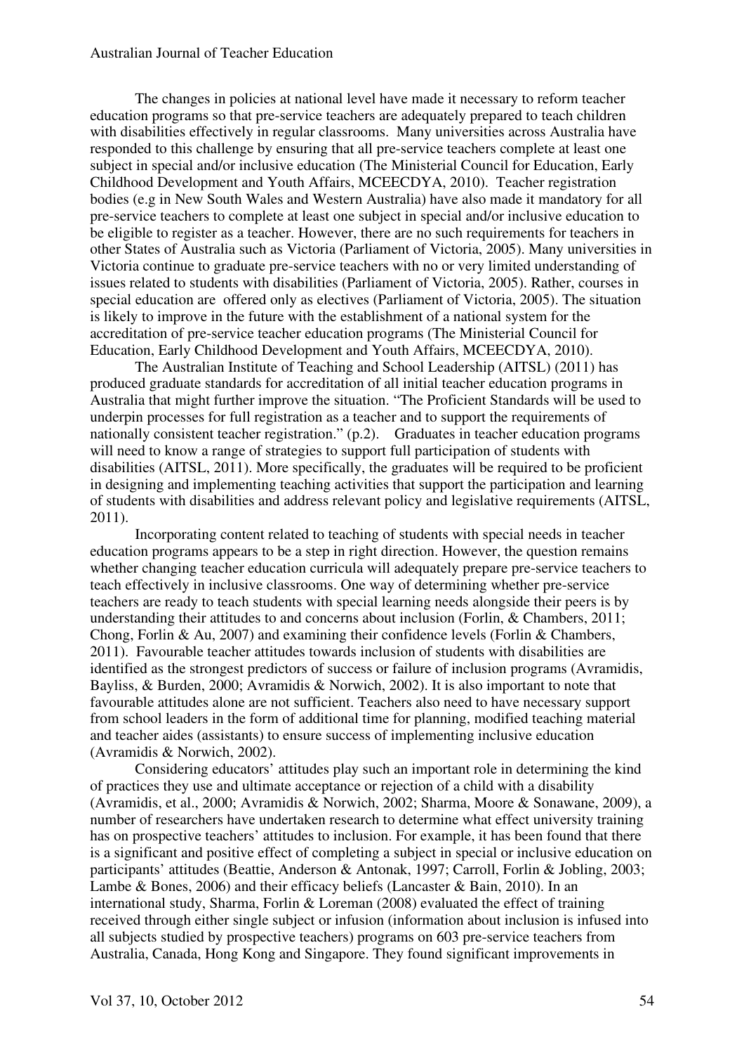The changes in policies at national level have made it necessary to reform teacher education programs so that pre-service teachers are adequately prepared to teach children with disabilities effectively in regular classrooms. Many universities across Australia have responded to this challenge by ensuring that all pre-service teachers complete at least one subject in special and/or inclusive education (The Ministerial Council for Education, Early Childhood Development and Youth Affairs, MCEECDYA, 2010). Teacher registration bodies (e.g in New South Wales and Western Australia) have also made it mandatory for all pre-service teachers to complete at least one subject in special and/or inclusive education to be eligible to register as a teacher. However, there are no such requirements for teachers in other States of Australia such as Victoria (Parliament of Victoria, 2005). Many universities in Victoria continue to graduate pre-service teachers with no or very limited understanding of issues related to students with disabilities (Parliament of Victoria, 2005). Rather, courses in special education are offered only as electives (Parliament of Victoria, 2005). The situation is likely to improve in the future with the establishment of a national system for the accreditation of pre-service teacher education programs (The Ministerial Council for Education, Early Childhood Development and Youth Affairs, MCEECDYA, 2010).

The Australian Institute of Teaching and School Leadership (AITSL) (2011) has produced graduate standards for accreditation of all initial teacher education programs in Australia that might further improve the situation. "The Proficient Standards will be used to underpin processes for full registration as a teacher and to support the requirements of nationally consistent teacher registration." (p.2). Graduates in teacher education programs will need to know a range of strategies to support full participation of students with disabilities (AITSL, 2011). More specifically, the graduates will be required to be proficient in designing and implementing teaching activities that support the participation and learning of students with disabilities and address relevant policy and legislative requirements (AITSL, 2011).

Incorporating content related to teaching of students with special needs in teacher education programs appears to be a step in right direction. However, the question remains whether changing teacher education curricula will adequately prepare pre-service teachers to teach effectively in inclusive classrooms. One way of determining whether pre-service teachers are ready to teach students with special learning needs alongside their peers is by understanding their attitudes to and concerns about inclusion (Forlin, & Chambers, 2011; Chong, Forlin & Au, 2007) and examining their confidence levels (Forlin & Chambers, 2011). Favourable teacher attitudes towards inclusion of students with disabilities are identified as the strongest predictors of success or failure of inclusion programs (Avramidis, Bayliss, & Burden, 2000; Avramidis & Norwich, 2002). It is also important to note that favourable attitudes alone are not sufficient. Teachers also need to have necessary support from school leaders in the form of additional time for planning, modified teaching material and teacher aides (assistants) to ensure success of implementing inclusive education (Avramidis & Norwich, 2002).

Considering educators' attitudes play such an important role in determining the kind of practices they use and ultimate acceptance or rejection of a child with a disability (Avramidis, et al., 2000; Avramidis & Norwich, 2002; Sharma, Moore & Sonawane, 2009), a number of researchers have undertaken research to determine what effect university training has on prospective teachers' attitudes to inclusion. For example, it has been found that there is a significant and positive effect of completing a subject in special or inclusive education on participants' attitudes (Beattie, Anderson & Antonak, 1997; Carroll, Forlin & Jobling, 2003; Lambe & Bones, 2006) and their efficacy beliefs (Lancaster & Bain, 2010). In an international study, Sharma, Forlin & Loreman (2008) evaluated the effect of training received through either single subject or infusion (information about inclusion is infused into all subjects studied by prospective teachers) programs on 603 pre-service teachers from Australia, Canada, Hong Kong and Singapore. They found significant improvements in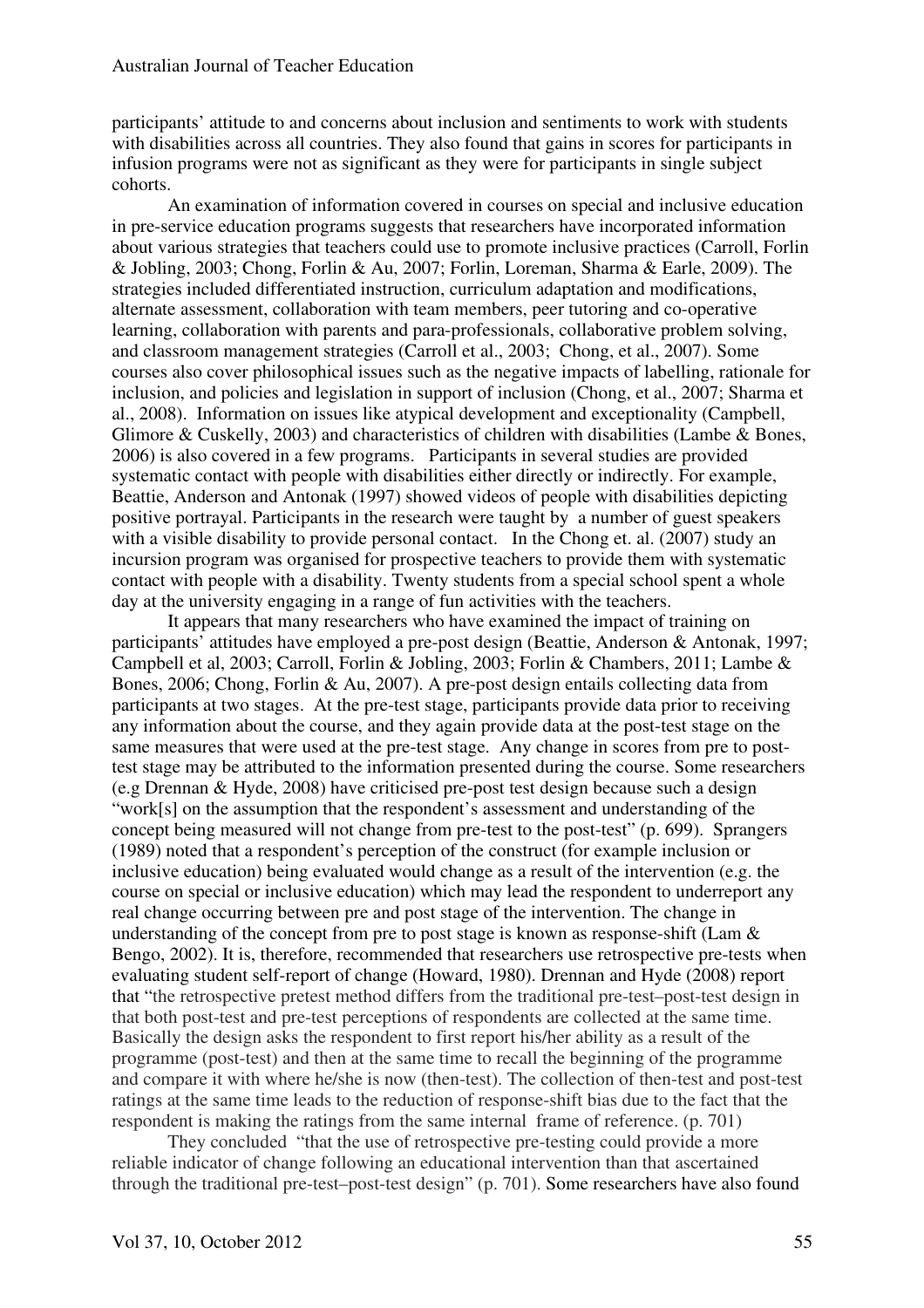participants' attitude to and concerns about inclusion and sentiments to work with students with disabilities across all countries. They also found that gains in scores for participants in infusion programs were not as significant as they were for participants in single subject cohorts.

An examination of information covered in courses on special and inclusive education in pre-service education programs suggests that researchers have incorporated information about various strategies that teachers could use to promote inclusive practices (Carroll, Forlin & Jobling, 2003; Chong, Forlin & Au, 2007; Forlin, Loreman, Sharma & Earle, 2009). The strategies included differentiated instruction, curriculum adaptation and modifications, alternate assessment, collaboration with team members, peer tutoring and co-operative learning, collaboration with parents and para-professionals, collaborative problem solving, and classroom management strategies (Carroll et al., 2003; Chong, et al., 2007). Some courses also cover philosophical issues such as the negative impacts of labelling, rationale for inclusion, and policies and legislation in support of inclusion (Chong, et al., 2007; Sharma et al., 2008). Information on issues like atypical development and exceptionality (Campbell, Glimore & Cuskelly, 2003) and characteristics of children with disabilities (Lambe & Bones, 2006) is also covered in a few programs. Participants in several studies are provided systematic contact with people with disabilities either directly or indirectly. For example, Beattie, Anderson and Antonak (1997) showed videos of people with disabilities depicting positive portrayal. Participants in the research were taught by a number of guest speakers with a visible disability to provide personal contact. In the Chong et. al. (2007) study an incursion program was organised for prospective teachers to provide them with systematic contact with people with a disability. Twenty students from a special school spent a whole day at the university engaging in a range of fun activities with the teachers.

It appears that many researchers who have examined the impact of training on participants' attitudes have employed a pre-post design (Beattie, Anderson & Antonak, 1997; Campbell et al, 2003; Carroll, Forlin & Jobling, 2003; Forlin & Chambers, 2011; Lambe & Bones, 2006; Chong, Forlin & Au, 2007). A pre-post design entails collecting data from participants at two stages. At the pre-test stage, participants provide data prior to receiving any information about the course, and they again provide data at the post-test stage on the same measures that were used at the pre-test stage. Any change in scores from pre to post-test stage may be attributed to the information presented during the course. Some researchers (e.g Drennan & Hyde, 2008) have criticised pre-post test design because such a design "work[s] on the assumption that the respondent's assessment and understanding of the concept being measured will not change from pre-test to the post-test" (p. 699). Sprangers (1989) noted that a respondent's perception of the construct (for example inclusion or inclusive education) being evaluated would change as a result of the intervention (e.g. the course on special or inclusive education) which may lead the respondent to underreport any real change occurring between pre and post stage of the intervention. The change in understanding of the concept from pre to post stage is known as response-shift (Lam & Bengo, 2002). It is, therefore, recommended that researchers use retrospective pre-tests when evaluating student self-report of change (Howard, 1980). Drennan and Hyde (2008) report that "the retrospective pretest method differs from the traditional pre-test–post-test design in that both post-test and pre-test perceptions of respondents are collected at the same time. Basically the design asks the respondent to first report his/her ability as a result of the programme (post-test) and then at the same time to recall the beginning of the programme and compare it with where he/she is now (then-test). The collection of then-test and post-test ratings at the same time leads to the reduction of response-shift bias due to the fact that the respondent is making the ratings from the same internal frame of reference. (p. 701)

They concluded "that the use of retrospective pre-testing could provide a more reliable indicator of change following an educational intervention than that ascertained through the traditional pre-test–post-test design" (p. 701). Some researchers have also found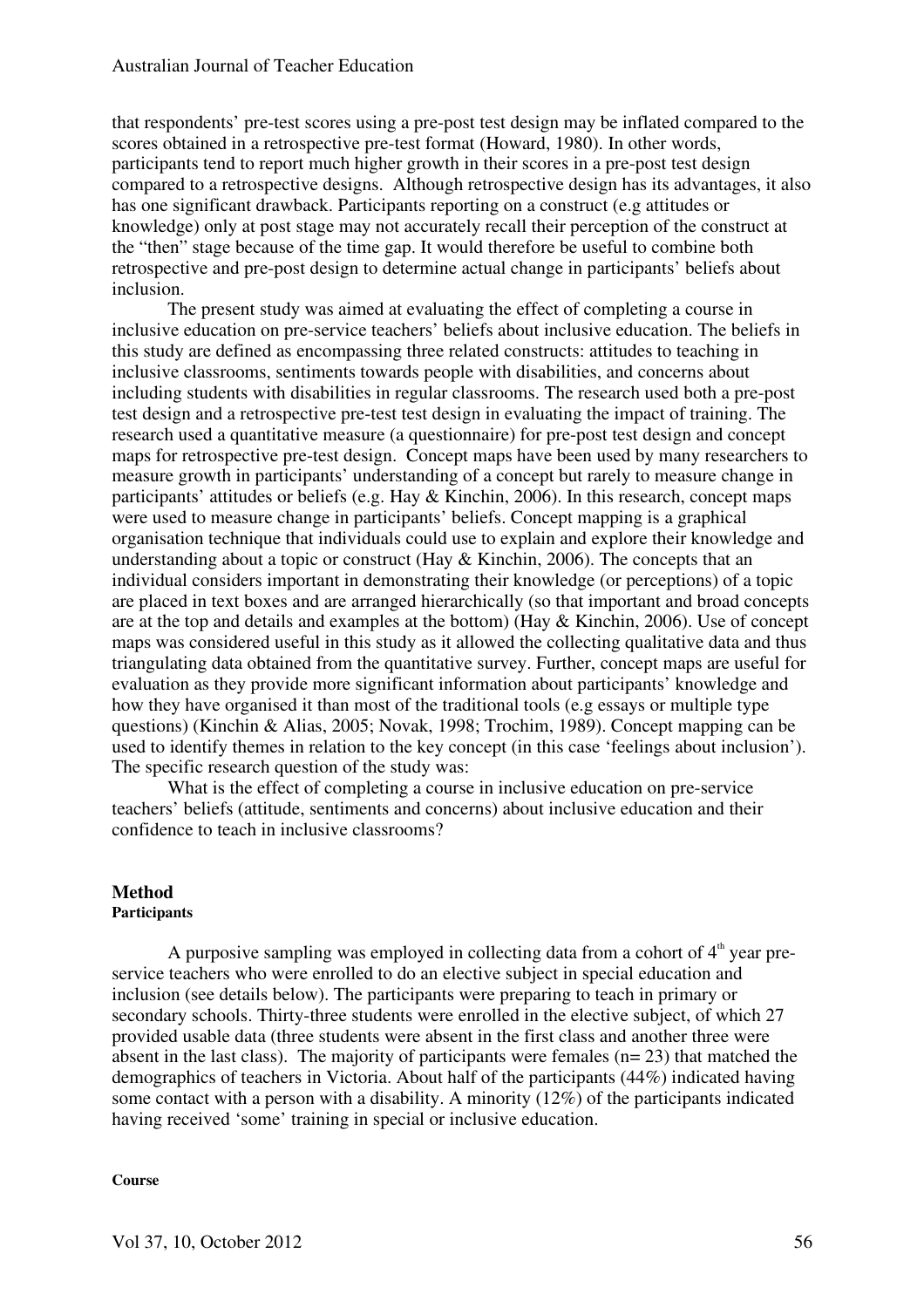that respondents' pre-test scores using a pre-post test design may be inflated compared to the scores obtained in a retrospective pre-test format (Howard, 1980). In other words, participants tend to report much higher growth in their scores in a pre-post test design compared to a retrospective designs. Although retrospective design has its advantages, it also has one significant drawback. Participants reporting on a construct (e.g attitudes or knowledge) only at post stage may not accurately recall their perception of the construct at the "then" stage because of the time gap. It would therefore be useful to combine both retrospective and pre-post design to determine actual change in participants' beliefs about inclusion.

The present study was aimed at evaluating the effect of completing a course in inclusive education on pre-service teachers' beliefs about inclusive education. The beliefs in this study are defined as encompassing three related constructs: attitudes to teaching in inclusive classrooms, sentiments towards people with disabilities, and concerns about including students with disabilities in regular classrooms. The research used both a pre-post test design and a retrospective pre-test test design in evaluating the impact of training. The research used a quantitative measure (a questionnaire) for pre-post test design and concept maps for retrospective pre-test design. Concept maps have been used by many researchers to measure growth in participants' understanding of a concept but rarely to measure change in participants' attitudes or beliefs (e.g. Hay & Kinchin, 2006). In this research, concept maps were used to measure change in participants' beliefs. Concept mapping is a graphical organisation technique that individuals could use to explain and explore their knowledge and understanding about a topic or construct (Hay & Kinchin, 2006). The concepts that an individual considers important in demonstrating their knowledge (or perceptions) of a topic are placed in text boxes and are arranged hierarchically (so that important and broad concepts are at the top and details and examples at the bottom) (Hay & Kinchin, 2006). Use of concept maps was considered useful in this study as it allowed the collecting qualitative data and thus triangulating data obtained from the quantitative survey. Further, concept maps are useful for evaluation as they provide more significant information about participants' knowledge and how they have organised it than most of the traditional tools (e.g essays or multiple type questions) (Kinchin & Alias, 2005; Novak, 1998; Trochim, 1989). Concept mapping can be used to identify themes in relation to the key concept (in this case 'feelings about inclusion'). The specific research question of the study was:

What is the effect of completing a course in inclusive education on pre-service teachers' beliefs (attitude, sentiments and concerns) about inclusive education and their confidence to teach in inclusive classrooms?

## Method

### Participants

A purposive sampling was employed in collecting data from a cohort of 4th year pre-service teachers who were enrolled to do an elective subject in special education and inclusion (see details below). The participants were preparing to teach in primary or secondary schools. Thirty-three students were enrolled in the elective subject, of which 27 provided usable data (three students were absent in the first class and another three were absent in the last class). The majority of participants were females (n= 23) that matched the demographics of teachers in Victoria. About half of the participants (44%) indicated having some contact with a person with a disability. A minority (12%) of the participants indicated having received 'some' training in special or inclusive education.

### Course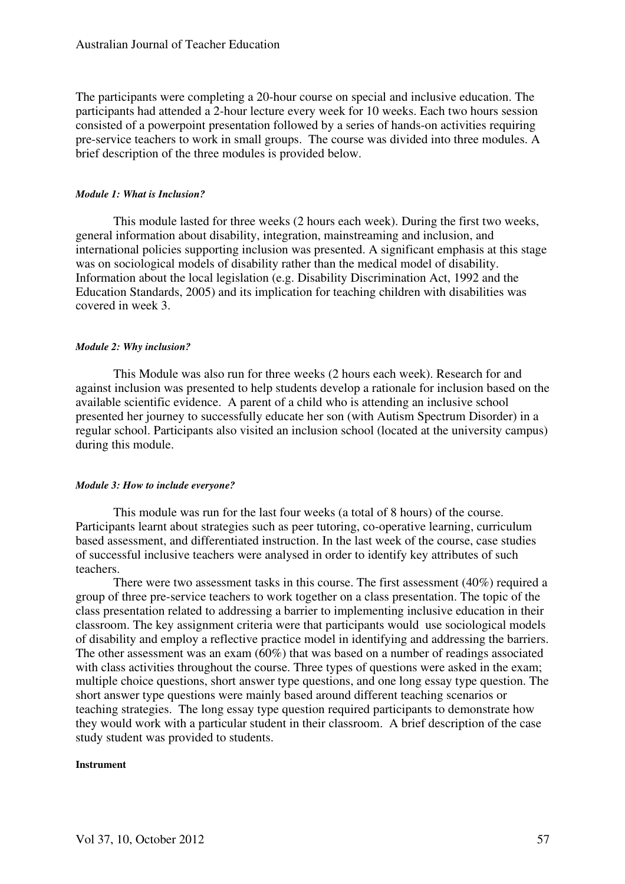The participants were completing a 20-hour course on special and inclusive education. The participants had attended a 2-hour lecture every week for 10 weeks. Each two hours session consisted of a powerpoint presentation followed by a series of hands-on activities requiring pre-service teachers to work in small groups. The course was divided into three modules. A brief description of the three modules is provided below.

#### *Module 1: What is Inclusion?*

This module lasted for three weeks (2 hours each week). During the first two weeks, general information about disability, integration, mainstreaming and inclusion, and international policies supporting inclusion was presented. A significant emphasis at this stage was on sociological models of disability rather than the medical model of disability. Information about the local legislation (e.g. Disability Discrimination Act, 1992 and the Education Standards, 2005) and its implication for teaching children with disabilities was covered in week 3.

#### *Module 2: Why inclusion?*

This Module was also run for three weeks (2 hours each week). Research for and against inclusion was presented to help students develop a rationale for inclusion based on the available scientific evidence. A parent of a child who is attending an inclusive school presented her journey to successfully educate her son (with Autism Spectrum Disorder) in a regular school. Participants also visited an inclusion school (located at the university campus) during this module.

#### *Module 3: How to include everyone?*

This module was run for the last four weeks (a total of 8 hours) of the course. Participants learnt about strategies such as peer tutoring, co-operative learning, curriculum based assessment, and differentiated instruction. In the last week of the course, case studies of successful inclusive teachers were analysed in order to identify key attributes of such teachers.

There were two assessment tasks in this course. The first assessment (40%) required a group of three pre-service teachers to work together on a class presentation. The topic of the class presentation related to addressing a barrier to implementing inclusive education in their classroom. The key assignment criteria were that participants would use sociological models of disability and employ a reflective practice model in identifying and addressing the barriers. The other assessment was an exam (60%) that was based on a number of readings associated with class activities throughout the course. Three types of questions were asked in the exam; multiple choice questions, short answer type questions, and one long essay type question. The short answer type questions were mainly based around different teaching scenarios or teaching strategies. The long essay type question required participants to demonstrate how they would work with a particular student in their classroom. A brief description of the case study student was provided to students.

### Instrument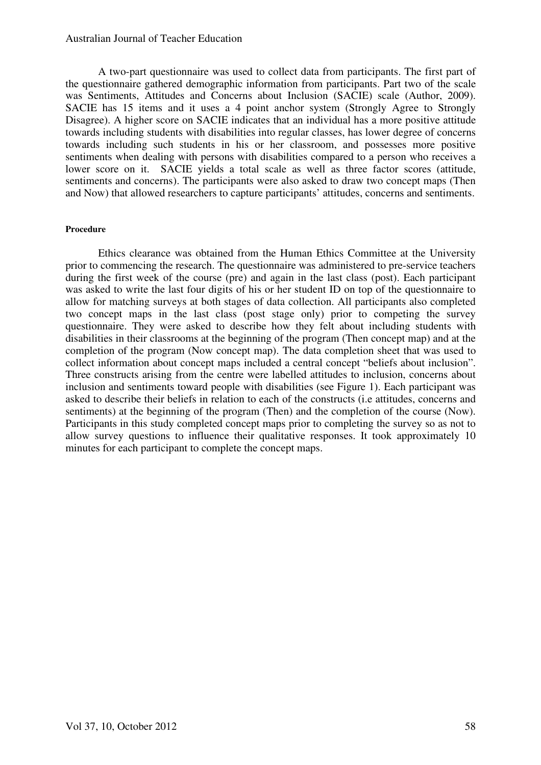A two-part questionnaire was used to collect data from participants. The first part of the questionnaire gathered demographic information from participants. Part two of the scale was Sentiments, Attitudes and Concerns about Inclusion (SACIE) scale (Author, 2009). SACIE has 15 items and it uses a 4 point anchor system (Strongly Agree to Strongly Disagree). A higher score on SACIE indicates that an individual has a more positive attitude towards including students with disabilities into regular classes, has lower degree of concerns towards including such students in his or her classroom, and possesses more positive sentiments when dealing with persons with disabilities compared to a person who receives a lower score on it. SACIE yields a total scale as well as three factor scores (attitude, sentiments and concerns). The participants were also asked to draw two concept maps (Then and Now) that allowed researchers to capture participants' attitudes, concerns and sentiments.

#### Procedure

Ethics clearance was obtained from the Human Ethics Committee at the University prior to commencing the research. The questionnaire was administered to pre-service teachers during the first week of the course (pre) and again in the last class (post). Each participant was asked to write the last four digits of his or her student ID on top of the questionnaire to allow for matching surveys at both stages of data collection. All participants also completed two concept maps in the last class (post stage only) prior to competing the survey questionnaire. They were asked to describe how they felt about including students with disabilities in their classrooms at the beginning of the program (Then concept map) and at the completion of the program (Now concept map). The data completion sheet that was used to collect information about concept maps included a central concept "beliefs about inclusion". Three constructs arising from the centre were labelled attitudes to inclusion, concerns about inclusion and sentiments toward people with disabilities (see Figure 1). Each participant was asked to describe their beliefs in relation to each of the constructs (i.e attitudes, concerns and sentiments) at the beginning of the program (Then) and the completion of the course (Now). Participants in this study completed concept maps prior to completing the survey so as not to allow survey questions to influence their qualitative responses. It took approximately 10 minutes for each participant to complete the concept maps.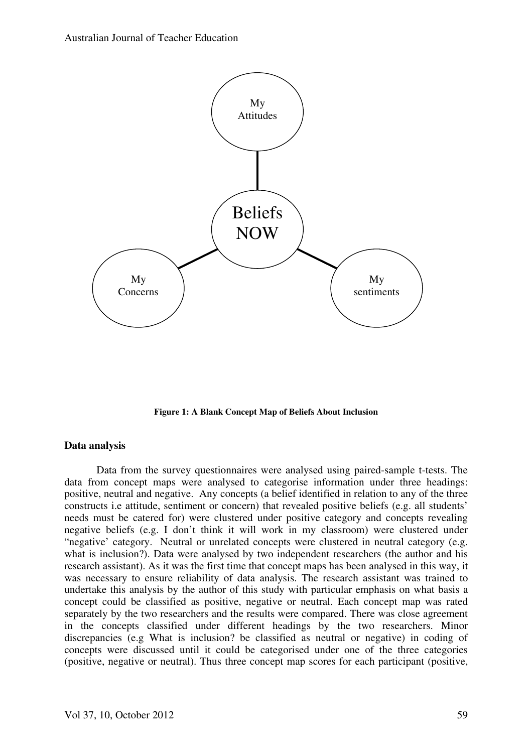**Figure 1: A Blank Concept Map of Beliefs About Inclusion**

**Data analysis**

Data from the survey questionnaires were analysed using paired-sample t-tests. The data from concept maps were analysed to categorise information under three headings: positive, neutral and negative. Any concepts (a belief identified in relation to any of the three constructs i.e attitude, sentiment or concern) that revealed positive beliefs (e.g. all students' needs must be catered for) were clustered under positive category and concepts revealing negative beliefs (e.g. I don't think it will work in my classroom) were clustered under "negative' category. Neutral or unrelated concepts were clustered in neutral category (e.g. what is inclusion?). Data were analysed by two independent researchers (the author and his research assistant). As it was the first time that concept maps has been analysed in this way, it was necessary to ensure reliability of data analysis. The research assistant was trained to undertake this analysis by the author of this study with particular emphasis on what basis a concept could be classified as positive, negative or neutral. Each concept map was rated separately by the two researchers and the results were compared. There was close agreement in the concepts classified under different headings by the two researchers. Minor discrepancies (e.g What is inclusion? be classified as neutral or negative) in coding of concepts were discussed until it could be categorised under one of the three categories (positive, negative or neutral). Thus three concept map scores for each participant (positive,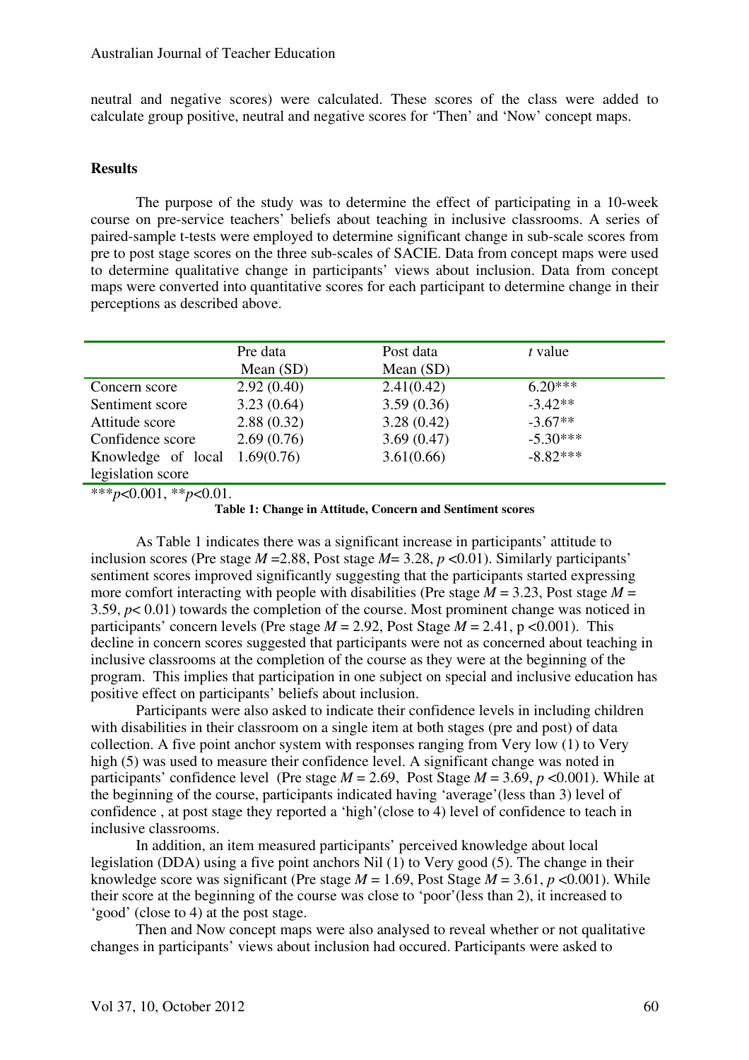neutral and negative scores) were calculated. These scores of the class were added to calculate group positive, neutral and negative scores for 'Then' and 'Now' concept maps.

## Results

The purpose of the study was to determine the effect of participating in a 10-week course on pre-service teachers' beliefs about teaching in inclusive classrooms. A series of paired-sample t-tests were employed to determine significant change in sub-scale scores from pre to post stage scores on the three sub-scales of SACIE. Data from concept maps were used to determine qualitative change in participants' views about inclusion. Data from concept maps were converted into quantitative scores for each participant to determine change in their perceptions as described above.

| | Pre data Mean (SD) | Post data Mean (SD) | *t* value |
|---|---|---|---|
| Concern score | 2.92 (0.40) | 2.41(0.42) | 6.20*** |
| Sentiment score | 3.23 (0.64) | 3.59 (0.36) | -3.42** |
| Attitude score | 2.88 (0.32) | 3.28 (0.42) | -3.67** |
| Confidence score | 2.69 (0.76) | 3.69 (0.47) | -5.30*** |
| Knowledge of local legislation score | 1.69(0.76) | 3.61(0.66) | -8.82*** |

****p*<0.001, ***p*<0.01.

**Table 1: Change in Attitude, Concern and Sentiment scores**

As Table 1 indicates there was a significant increase in participants' attitude to inclusion scores (Pre stage $M$ =2.88, Post stage $M$= 3.28, $p$ <0.01). Similarly participants' sentiment scores improved significantly suggesting that the participants started expressing more comfort interacting with people with disabilities (Pre stage $M$ = 3.23, Post stage $M$ = 3.59, $p$< 0.01) towards the completion of the course. Most prominent change was noticed in participants' concern levels (Pre stage $M$ = 2.92, Post Stage $M$ = 2.41, p <0.001). This decline in concern scores suggested that participants were not as concerned about teaching in inclusive classrooms at the completion of the course as they were at the beginning of the program. This implies that participation in one subject on special and inclusive education has positive effect on participants' beliefs about inclusion.

Participants were also asked to indicate their confidence levels in including children with disabilities in their classroom on a single item at both stages (pre and post) of data collection. A five point anchor system with responses ranging from Very low (1) to Very high (5) was used to measure their confidence level. A significant change was noted in participants' confidence level (Pre stage $M$ = 2.69, Post Stage $M$ = 3.69, $p$ <0.001). While at the beginning of the course, participants indicated having 'average'(less than 3) level of confidence , at post stage they reported a 'high'(close to 4) level of confidence to teach in inclusive classrooms.

In addition, an item measured participants' perceived knowledge about local legislation (DDA) using a five point anchors Nil (1) to Very good (5). The change in their knowledge score was significant (Pre stage $M$ = 1.69, Post Stage $M$ = 3.61, $p$ <0.001). While their score at the beginning of the course was close to 'poor'(less than 2), it increased to 'good' (close to 4) at the post stage.

Then and Now concept maps were also analysed to reveal whether or not qualitative changes in participants' views about inclusion had occured. Participants were asked to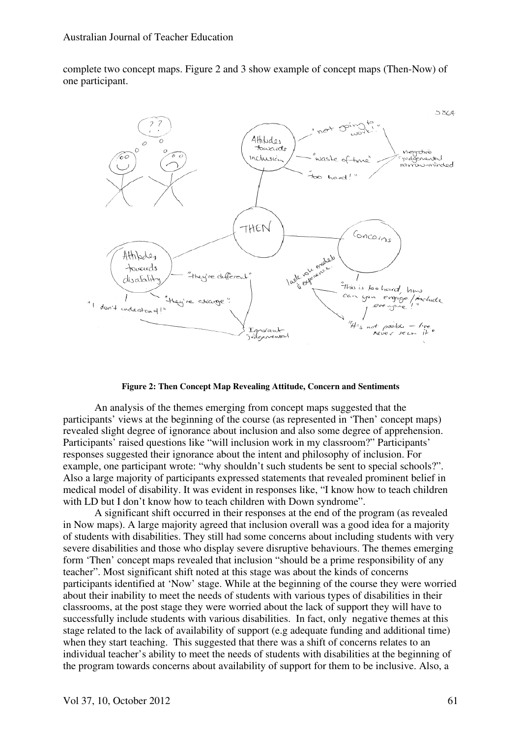complete two concept maps. Figure 2 and 3 show example of concept maps (Then-Now) of one participant.

**Figure 2: Then Concept Map Revealing Attitude, Concern and Sentiments**

An analysis of the themes emerging from concept maps suggested that the participants' views at the beginning of the course (as represented in 'Then' concept maps) revealed slight degree of ignorance about inclusion and also some degree of apprehension. Participants' raised questions like "will inclusion work in my classroom?" Participants' responses suggested their ignorance about the intent and philosophy of inclusion. For example, one participant wrote: "why shouldn't such students be sent to special schools?". Also a large majority of participants expressed statements that revealed prominent belief in medical model of disability. It was evident in responses like, "I know how to teach children with LD but I don't know how to teach children with Down syndrome".

A significant shift occurred in their responses at the end of the program (as revealed in Now maps). A large majority agreed that inclusion overall was a good idea for a majority of students with disabilities. They still had some concerns about including students with very severe disabilities and those who display severe disruptive behaviours. The themes emerging form 'Then' concept maps revealed that inclusion "should be a prime responsibility of any teacher". Most significant shift noted at this stage was about the kinds of concerns participants identified at 'Now' stage. While at the beginning of the course they were worried about their inability to meet the needs of students with various types of disabilities in their classrooms, at the post stage they were worried about the lack of support they will have to successfully include students with various disabilities. In fact, only negative themes at this stage related to the lack of availability of support (e.g adequate funding and additional time) when they start teaching. This suggested that there was a shift of concerns relates to an individual teacher's ability to meet the needs of students with disabilities at the beginning of the program towards concerns about availability of support for them to be inclusive. Also, a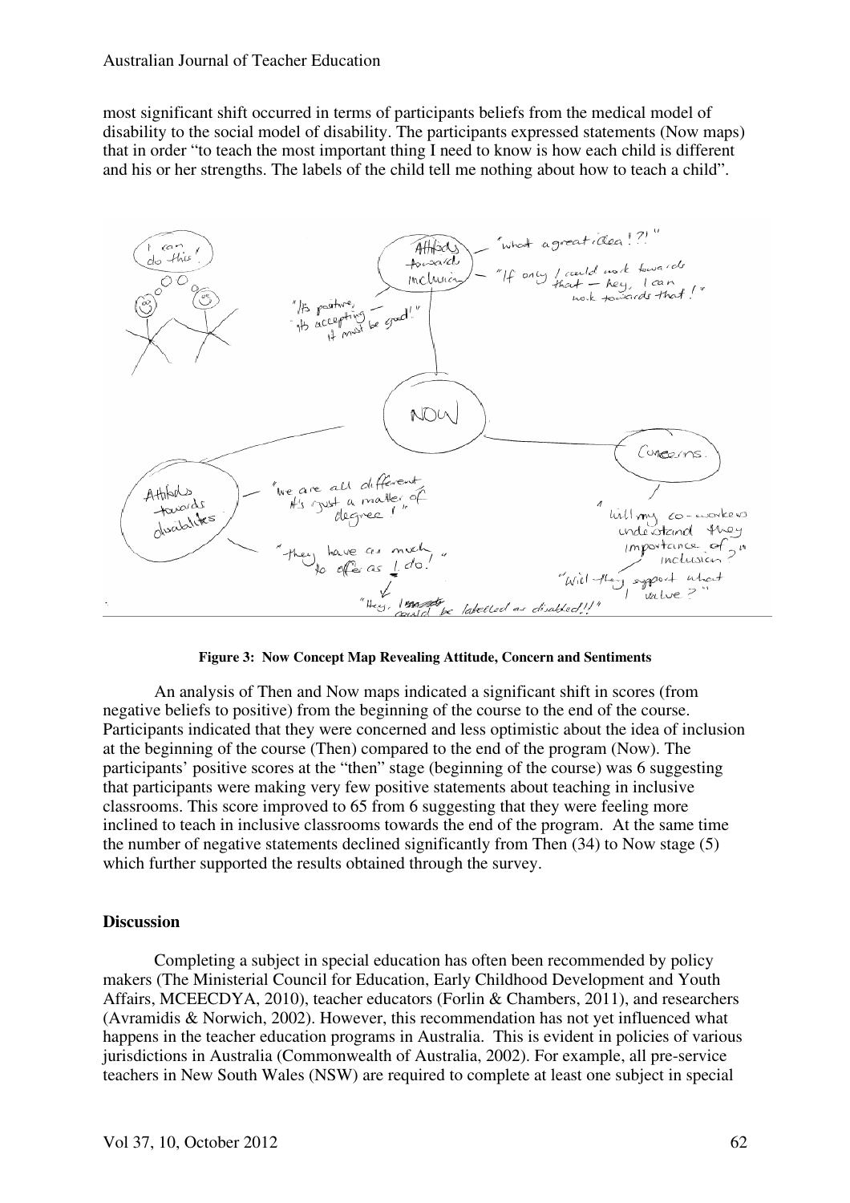most significant shift occurred in terms of participants beliefs from the medical model of disability to the social model of disability. The participants expressed statements (Now maps) that in order "to teach the most important thing I need to know is how each child is different and his or her strengths. The labels of the child tell me nothing about how to teach a child".

**Figure 3: Now Concept Map Revealing Attitude, Concern and Sentiments**

An analysis of Then and Now maps indicated a significant shift in scores (from negative beliefs to positive) from the beginning of the course to the end of the course. Participants indicated that they were concerned and less optimistic about the idea of inclusion at the beginning of the course (Then) compared to the end of the program (Now). The participants' positive scores at the "then" stage (beginning of the course) was 6 suggesting that participants were making very few positive statements about teaching in inclusive classrooms. This score improved to 65 from 6 suggesting that they were feeling more inclined to teach in inclusive classrooms towards the end of the program. At the same time the number of negative statements declined significantly from Then (34) to Now stage (5) which further supported the results obtained through the survey.

## Discussion

Completing a subject in special education has often been recommended by policy makers (The Ministerial Council for Education, Early Childhood Development and Youth Affairs, MCEECDYA, 2010), teacher educators (Forlin & Chambers, 2011), and researchers (Avramidis & Norwich, 2002). However, this recommendation has not yet influenced what happens in the teacher education programs in Australia. This is evident in policies of various jurisdictions in Australia (Commonwealth of Australia, 2002). For example, all pre-service teachers in New South Wales (NSW) are required to complete at least one subject in special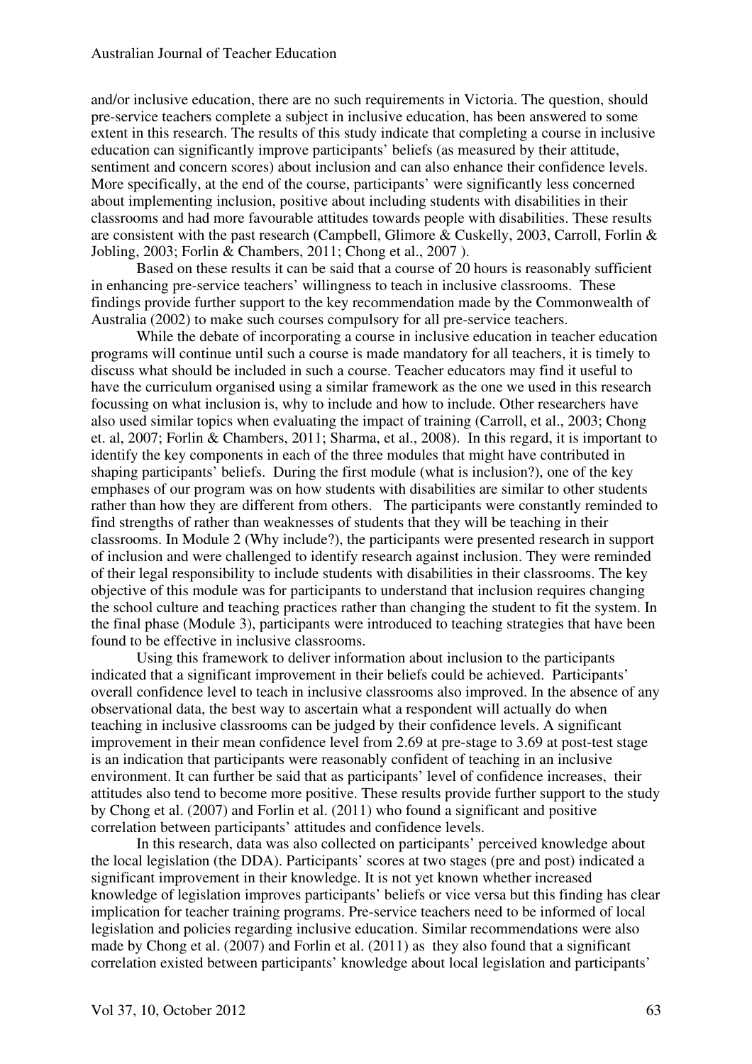and/or inclusive education, there are no such requirements in Victoria. The question, should pre-service teachers complete a subject in inclusive education, has been answered to some extent in this research. The results of this study indicate that completing a course in inclusive education can significantly improve participants' beliefs (as measured by their attitude, sentiment and concern scores) about inclusion and can also enhance their confidence levels. More specifically, at the end of the course, participants' were significantly less concerned about implementing inclusion, positive about including students with disabilities in their classrooms and had more favourable attitudes towards people with disabilities. These results are consistent with the past research (Campbell, Glimore & Cuskelly, 2003, Carroll, Forlin & Jobling, 2003; Forlin & Chambers, 2011; Chong et al., 2007 ).

Based on these results it can be said that a course of 20 hours is reasonably sufficient in enhancing pre-service teachers' willingness to teach in inclusive classrooms. These findings provide further support to the key recommendation made by the Commonwealth of Australia (2002) to make such courses compulsory for all pre-service teachers.

While the debate of incorporating a course in inclusive education in teacher education programs will continue until such a course is made mandatory for all teachers, it is timely to discuss what should be included in such a course. Teacher educators may find it useful to have the curriculum organised using a similar framework as the one we used in this research focussing on what inclusion is, why to include and how to include. Other researchers have also used similar topics when evaluating the impact of training (Carroll, et al., 2003; Chong et. al, 2007; Forlin & Chambers, 2011; Sharma, et al., 2008). In this regard, it is important to identify the key components in each of the three modules that might have contributed in shaping participants' beliefs. During the first module (what is inclusion?), one of the key emphases of our program was on how students with disabilities are similar to other students rather than how they are different from others. The participants were constantly reminded to find strengths of rather than weaknesses of students that they will be teaching in their classrooms. In Module 2 (Why include?), the participants were presented research in support of inclusion and were challenged to identify research against inclusion. They were reminded of their legal responsibility to include students with disabilities in their classrooms. The key objective of this module was for participants to understand that inclusion requires changing the school culture and teaching practices rather than changing the student to fit the system. In the final phase (Module 3), participants were introduced to teaching strategies that have been found to be effective in inclusive classrooms.

Using this framework to deliver information about inclusion to the participants indicated that a significant improvement in their beliefs could be achieved. Participants' overall confidence level to teach in inclusive classrooms also improved. In the absence of any observational data, the best way to ascertain what a respondent will actually do when teaching in inclusive classrooms can be judged by their confidence levels. A significant improvement in their mean confidence level from 2.69 at pre-stage to 3.69 at post-test stage is an indication that participants were reasonably confident of teaching in an inclusive environment. It can further be said that as participants' level of confidence increases, their attitudes also tend to become more positive. These results provide further support to the study by Chong et al. (2007) and Forlin et al. (2011) who found a significant and positive correlation between participants' attitudes and confidence levels.

In this research, data was also collected on participants' perceived knowledge about the local legislation (the DDA). Participants' scores at two stages (pre and post) indicated a significant improvement in their knowledge. It is not yet known whether increased knowledge of legislation improves participants' beliefs or vice versa but this finding has clear implication for teacher training programs. Pre-service teachers need to be informed of local legislation and policies regarding inclusive education. Similar recommendations were also made by Chong et al. (2007) and Forlin et al. (2011) as they also found that a significant correlation existed between participants' knowledge about local legislation and participants'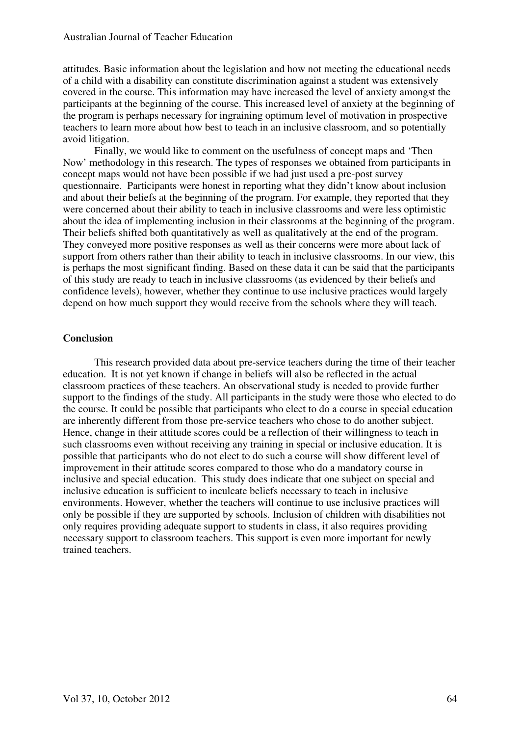attitudes. Basic information about the legislation and how not meeting the educational needs of a child with a disability can constitute discrimination against a student was extensively covered in the course. This information may have increased the level of anxiety amongst the participants at the beginning of the course. This increased level of anxiety at the beginning of the program is perhaps necessary for ingraining optimum level of motivation in prospective teachers to learn more about how best to teach in an inclusive classroom, and so potentially avoid litigation.

Finally, we would like to comment on the usefulness of concept maps and 'Then Now' methodology in this research. The types of responses we obtained from participants in concept maps would not have been possible if we had just used a pre-post survey questionnaire. Participants were honest in reporting what they didn't know about inclusion and about their beliefs at the beginning of the program. For example, they reported that they were concerned about their ability to teach in inclusive classrooms and were less optimistic about the idea of implementing inclusion in their classrooms at the beginning of the program. Their beliefs shifted both quantitatively as well as qualitatively at the end of the program. They conveyed more positive responses as well as their concerns were more about lack of support from others rather than their ability to teach in inclusive classrooms. In our view, this is perhaps the most significant finding. Based on these data it can be said that the participants of this study are ready to teach in inclusive classrooms (as evidenced by their beliefs and confidence levels), however, whether they continue to use inclusive practices would largely depend on how much support they would receive from the schools where they will teach.

## Conclusion

This research provided data about pre-service teachers during the time of their teacher education. It is not yet known if change in beliefs will also be reflected in the actual classroom practices of these teachers. An observational study is needed to provide further support to the findings of the study. All participants in the study were those who elected to do the course. It could be possible that participants who elect to do a course in special education are inherently different from those pre-service teachers who chose to do another subject. Hence, change in their attitude scores could be a reflection of their willingness to teach in such classrooms even without receiving any training in special or inclusive education. It is possible that participants who do not elect to do such a course will show different level of improvement in their attitude scores compared to those who do a mandatory course in inclusive and special education. This study does indicate that one subject on special and inclusive education is sufficient to inculcate beliefs necessary to teach in inclusive environments. However, whether the teachers will continue to use inclusive practices will only be possible if they are supported by schools. Inclusion of children with disabilities not only requires providing adequate support to students in class, it also requires providing necessary support to classroom teachers. This support is even more important for newly trained teachers.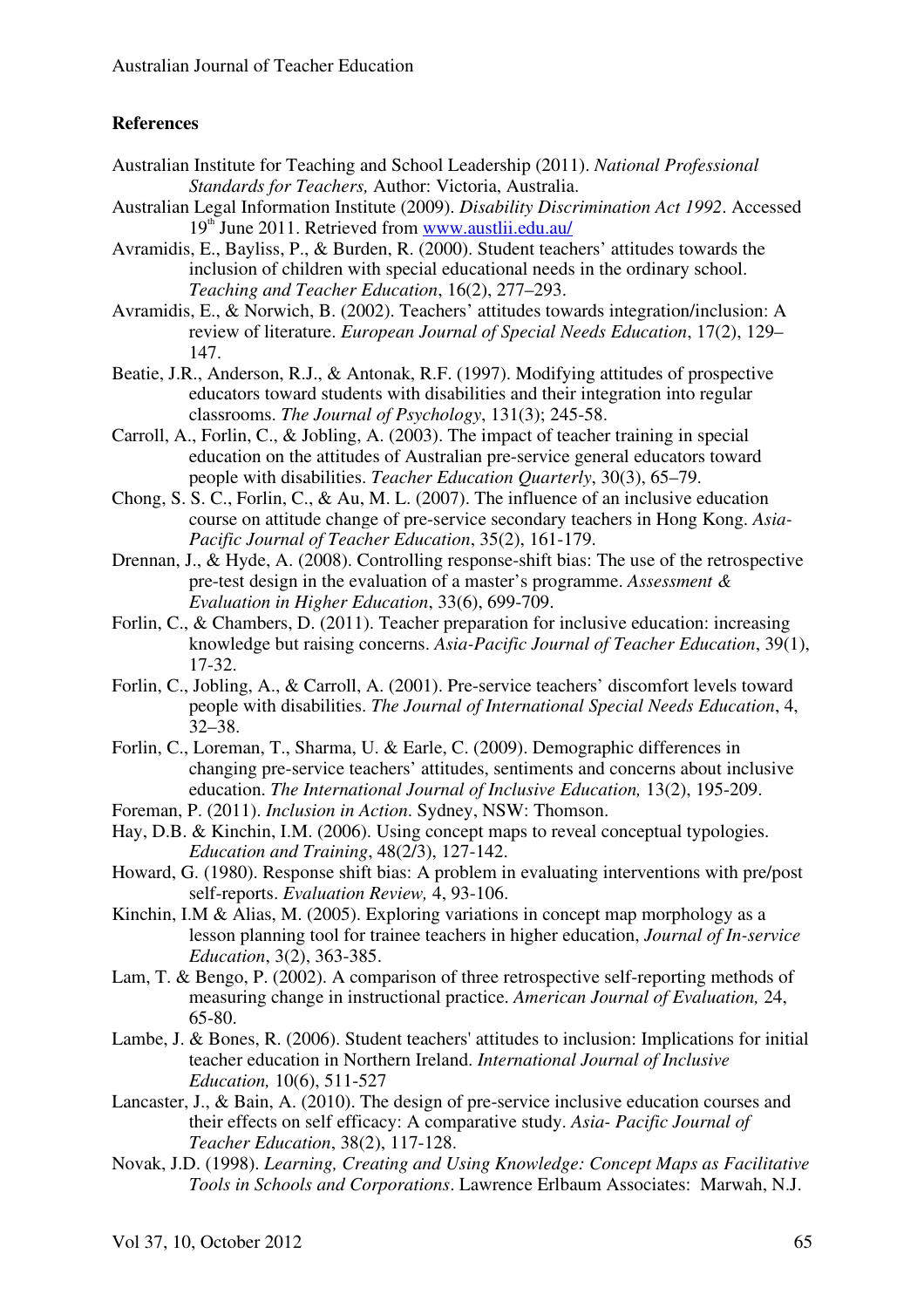**References**

Australian Institute for Teaching and School Leadership (2011). *National Professional Standards for Teachers,* Author: Victoria, Australia.

Australian Legal Information Institute (2009). *Disability Discrimination Act 1992*. Accessed 19th June 2011. Retrieved from www.austlii.edu.au/

Avramidis, E., Bayliss, P., & Burden, R. (2000). Student teachers' attitudes towards the inclusion of children with special educational needs in the ordinary school. *Teaching and Teacher Education*, 16(2), 277–293.

Avramidis, E., & Norwich, B. (2002). Teachers' attitudes towards integration/inclusion: A review of literature. *European Journal of Special Needs Education*, 17(2), 129–147.

Beatie, J.R., Anderson, R.J., & Antonak, R.F. (1997). Modifying attitudes of prospective educators toward students with disabilities and their integration into regular classrooms. *The Journal of Psychology*, 131(3); 245-58.

Carroll, A., Forlin, C., & Jobling, A. (2003). The impact of teacher training in special education on the attitudes of Australian pre-service general educators toward people with disabilities. *Teacher Education Quarterly*, 30(3), 65–79.

Chong, S. S. C., Forlin, C., & Au, M. L. (2007). The influence of an inclusive education course on attitude change of pre-service secondary teachers in Hong Kong. *Asia-Pacific Journal of Teacher Education*, 35(2), 161-179.

Drennan, J., & Hyde, A. (2008). Controlling response-shift bias: The use of the retrospective pre-test design in the evaluation of a master's programme. *Assessment & Evaluation in Higher Education*, 33(6), 699-709.

Forlin, C., & Chambers, D. (2011). Teacher preparation for inclusive education: increasing knowledge but raising concerns. *Asia-Pacific Journal of Teacher Education*, 39(1), 17-32.

Forlin, C., Jobling, A., & Carroll, A. (2001). Pre-service teachers' discomfort levels toward people with disabilities. *The Journal of International Special Needs Education*, 4, 32–38.

Forlin, C., Loreman, T., Sharma, U. & Earle, C. (2009). Demographic differences in changing pre-service teachers' attitudes, sentiments and concerns about inclusive education. *The International Journal of Inclusive Education,* 13(2), 195-209.

Foreman, P. (2011). *Inclusion in Action*. Sydney, NSW: Thomson.

Hay, D.B. & Kinchin, I.M. (2006). Using concept maps to reveal conceptual typologies. *Education and Training*, 48(2/3), 127-142.

Howard, G. (1980). Response shift bias: A problem in evaluating interventions with pre/post self-reports. *Evaluation Review,* 4, 93-106.

Kinchin, I.M & Alias, M. (2005). Exploring variations in concept map morphology as a lesson planning tool for trainee teachers in higher education, *Journal of In-service Education*, 3(2), 363-385.

Lam, T. & Bengo, P. (2002). A comparison of three retrospective self-reporting methods of measuring change in instructional practice. *American Journal of Evaluation,* 24, 65-80.

Lambe, J. & Bones, R. (2006). Student teachers' attitudes to inclusion: Implications for initial teacher education in Northern Ireland. *International Journal of Inclusive Education,* 10(6), 511-527

Lancaster, J., & Bain, A. (2010). The design of pre-service inclusive education courses and their effects on self efficacy: A comparative study. *Asia- Pacific Journal of Teacher Education*, 38(2), 117-128.

Novak, J.D. (1998). *Learning, Creating and Using Knowledge: Concept Maps as Facilitative Tools in Schools and Corporations*. Lawrence Erlbaum Associates: Marwah, N.J.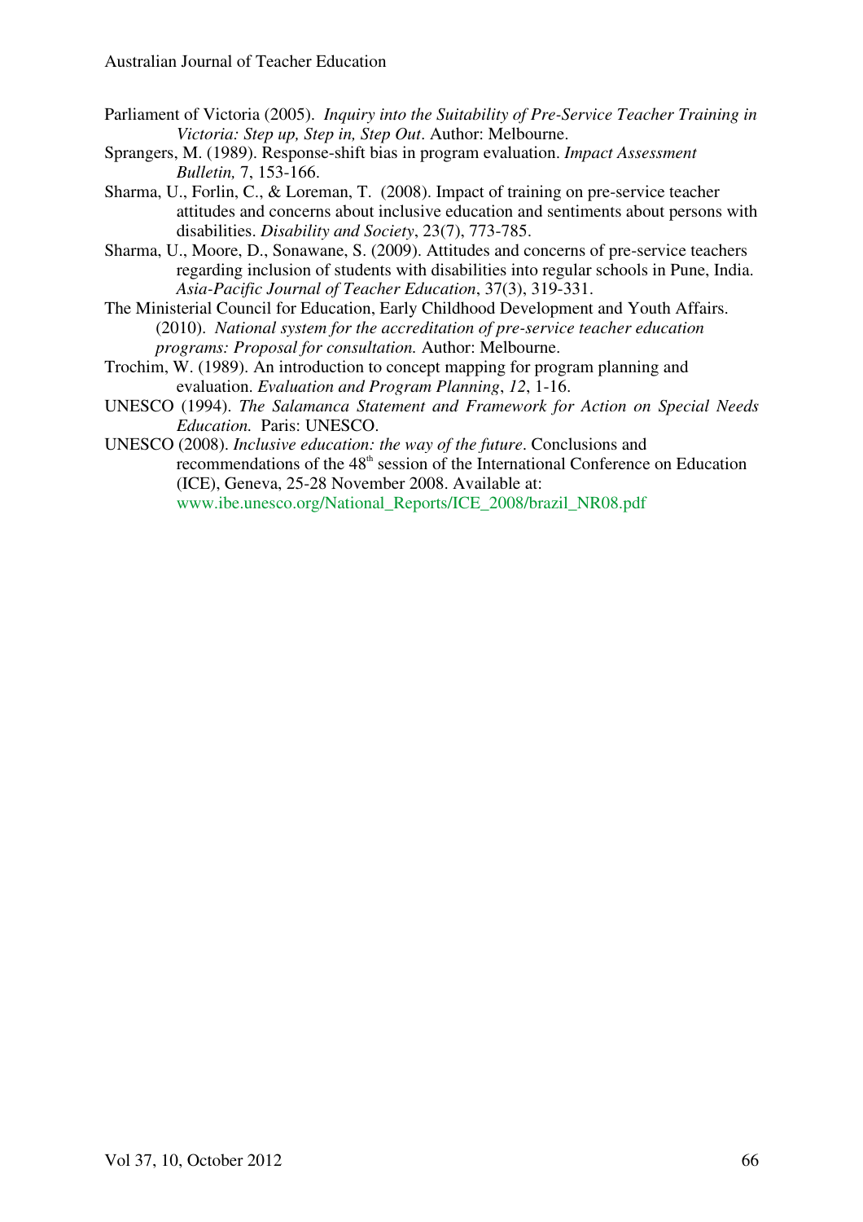Parliament of Victoria (2005). *Inquiry into the Suitability of Pre-Service Teacher Training in Victoria: Step up, Step in, Step Out*. Author: Melbourne.

Sprangers, M. (1989). Response-shift bias in program evaluation. *Impact Assessment Bulletin,* 7, 153-166.

Sharma, U., Forlin, C., & Loreman, T. (2008). Impact of training on pre-service teacher attitudes and concerns about inclusive education and sentiments about persons with disabilities. *Disability and Society*, 23(7), 773-785.

Sharma, U., Moore, D., Sonawane, S. (2009). Attitudes and concerns of pre-service teachers regarding inclusion of students with disabilities into regular schools in Pune, India. *Asia-Pacific Journal of Teacher Education*, 37(3), 319-331.

The Ministerial Council for Education, Early Childhood Development and Youth Affairs. (2010). *National system for the accreditation of pre-service teacher education programs: Proposal for consultation.* Author: Melbourne.

Trochim, W. (1989). An introduction to concept mapping for program planning and evaluation. *Evaluation and Program Planning*, *12*, 1-16.

UNESCO (1994). *The Salamanca Statement and Framework for Action on Special Needs Education.* Paris: UNESCO.

UNESCO (2008). *Inclusive education: the way of the future*. Conclusions and recommendations of the 48th session of the International Conference on Education (ICE), Geneva, 25-28 November 2008. Available at: www.ibe.unesco.org/National_Reports/ICE_2008/brazil_NR08.pdf